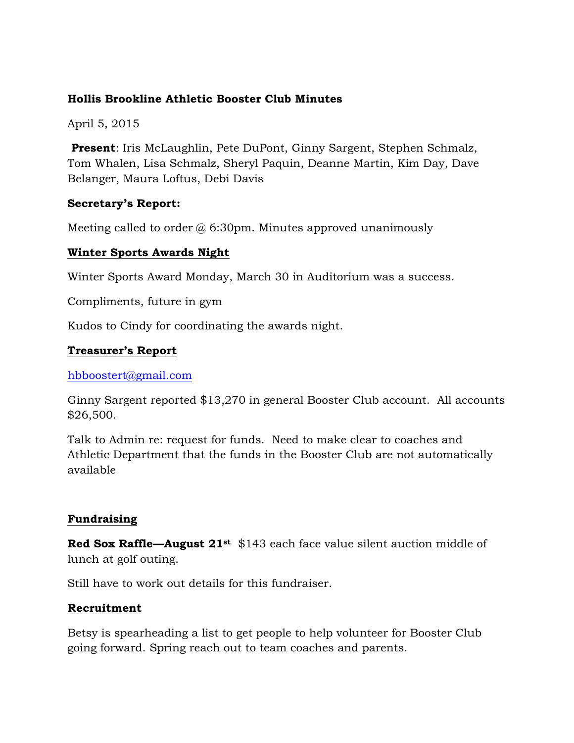**Hollis Brookline Athletic Booster Club Minutes**

April 5, 2015

**Present**: Iris McLaughlin, Pete DuPont, Ginny Sargent, Stephen Schmalz, Tom Whalen, Lisa Schmalz, Sheryl Paquin, Deanne Martin, Kim Day, Dave Belanger, Maura Loftus, Debi Davis

**Secretary's Report:**

Meeting called to order @ 6:30pm. Minutes approved unanimously

**Winter Sports Awards Night**

Winter Sports Award Monday, March 30 in Auditorium was a success.

Compliments, future in gym

Kudos to Cindy for coordinating the awards night.

**Treasurer's Report**

hbboostert@gmail.com

Ginny Sargent reported $13,270 in general Booster Club account. All accounts $26,500.

Talk to Admin re: request for funds. Need to make clear to coaches and Athletic Department that the funds in the Booster Club are not automatically available

**Fundraising**

**Red Sox Raffle—August 21st** $143 each face value silent auction middle of lunch at golf outing.

Still have to work out details for this fundraiser.

**Recruitment**

Betsy is spearheading a list to get people to help volunteer for Booster Club going forward. Spring reach out to team coaches and parents.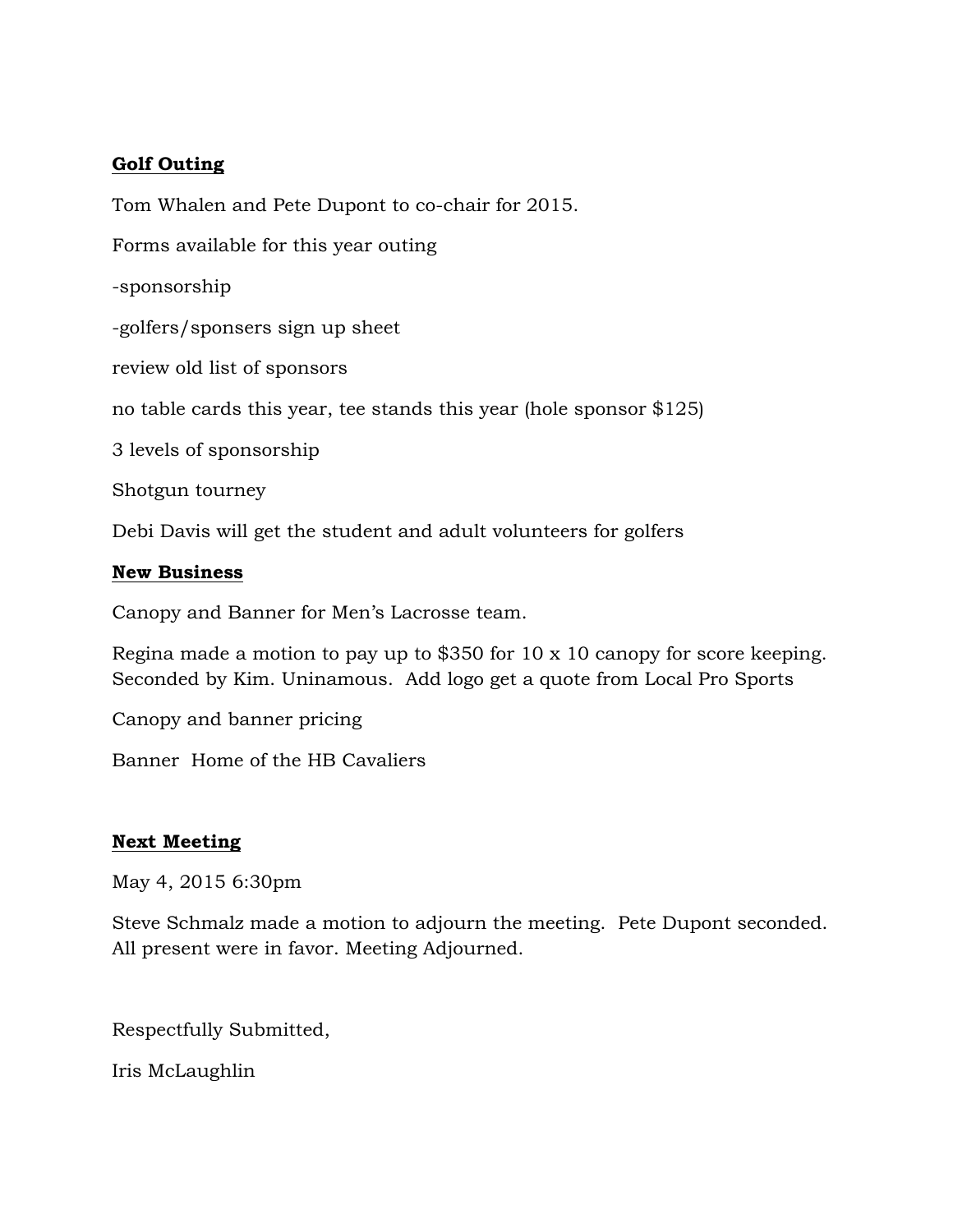**Golf Outing**

Tom Whalen and Pete Dupont to co-chair for 2015.

Forms available for this year outing

-sponsorship

-golfers/sponsers sign up sheet

review old list of sponsors

no table cards this year, tee stands this year (hole sponsor $125)

3 levels of sponsorship

Shotgun tourney

Debi Davis will get the student and adult volunteers for golfers

**New Business**

Canopy and Banner for Men's Lacrosse team.

Regina made a motion to pay up to $350 for 10 x 10 canopy for score keeping. Seconded by Kim. Uninamous. Add logo get a quote from Local Pro Sports

Canopy and banner pricing

Banner Home of the HB Cavaliers

**Next Meeting**

May 4, 2015 6:30pm

Steve Schmalz made a motion to adjourn the meeting. Pete Dupont seconded. All present were in favor. Meeting Adjourned.

Respectfully Submitted,

Iris McLaughlin